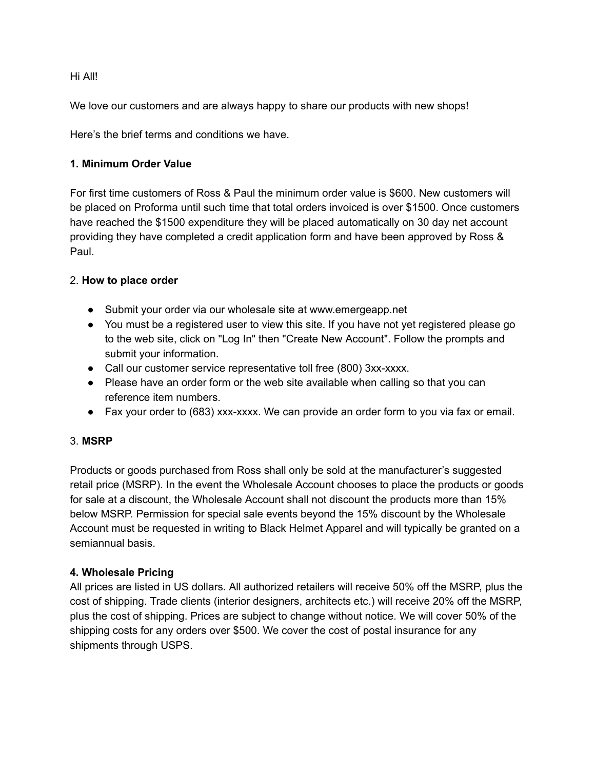Hi All!

We love our customers and are always happy to share our products with new shops!

Here's the brief terms and conditions we have.

**1. Minimum Order Value**

For first time customers of Ross & Paul the minimum order value is $600. New customers will be placed on Proforma until such time that total orders invoiced is over $1500. Once customers have reached the $1500 expenditure they will be placed automatically on 30 day net account providing they have completed a credit application form and have been approved by Ross & Paul.

2. **How to place order**

- Submit your order via our wholesale site at www.emergeapp.net
- You must be a registered user to view this site. If you have not yet registered please go to the web site, click on "Log In" then "Create New Account". Follow the prompts and submit your information.
- Call our customer service representative toll free (800) 3xx-xxxx.
- Please have an order form or the web site available when calling so that you can reference item numbers.
- Fax your order to (683) xxx-xxxx. We can provide an order form to you via fax or email.

3. **MSRP**

Products or goods purchased from Ross shall only be sold at the manufacturer's suggested retail price (MSRP). In the event the Wholesale Account chooses to place the products or goods for sale at a discount, the Wholesale Account shall not discount the products more than 15% below MSRP. Permission for special sale events beyond the 15% discount by the Wholesale Account must be requested in writing to Black Helmet Apparel and will typically be granted on a semiannual basis.

**4. Wholesale Pricing**

All prices are listed in US dollars. All authorized retailers will receive 50% off the MSRP, plus the cost of shipping. Trade clients (interior designers, architects etc.) will receive 20% off the MSRP, plus the cost of shipping. Prices are subject to change without notice. We will cover 50% of the shipping costs for any orders over $500. We cover the cost of postal insurance for any shipments through USPS.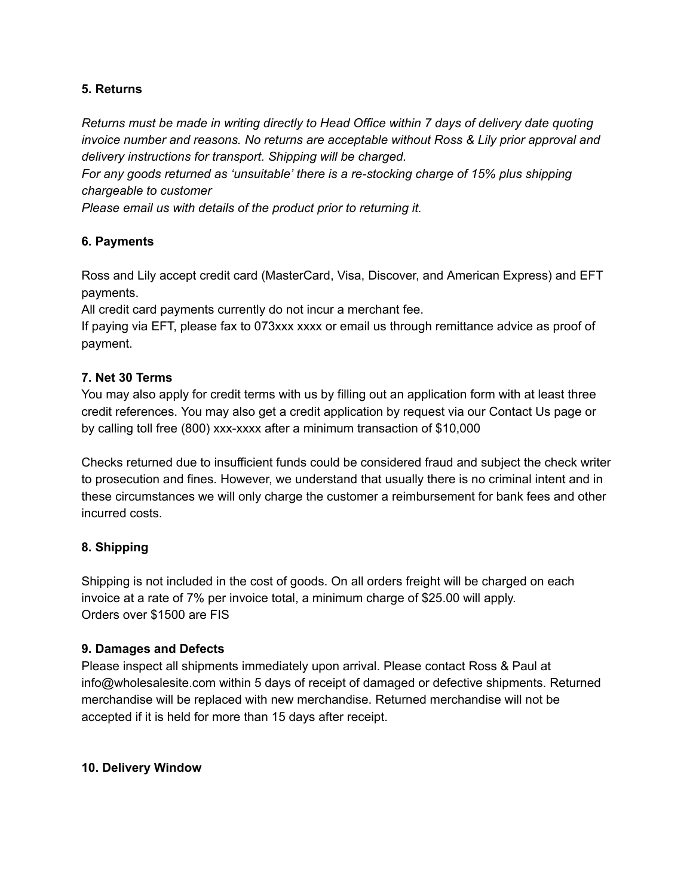**5. Returns**

*Returns must be made in writing directly to Head Office within 7 days of delivery date quoting invoice number and reasons. No returns are acceptable without Ross & Lily prior approval and delivery instructions for transport. Shipping will be charged.*
*For any goods returned as 'unsuitable' there is a re-stocking charge of 15% plus shipping chargeable to customer*
*Please email us with details of the product prior to returning it.*

**6. Payments**

Ross and Lily accept credit card (MasterCard, Visa, Discover, and American Express) and EFT payments.
All credit card payments currently do not incur a merchant fee.
If paying via EFT, please fax to 073xxx xxxx or email us through remittance advice as proof of payment.

**7. Net 30 Terms**
You may also apply for credit terms with us by filling out an application form with at least three credit references. You may also get a credit application by request via our Contact Us page or by calling toll free (800) xxx-xxxx after a minimum transaction of $10,000

Checks returned due to insufficient funds could be considered fraud and subject the check writer to prosecution and fines. However, we understand that usually there is no criminal intent and in these circumstances we will only charge the customer a reimbursement for bank fees and other incurred costs.

**8. Shipping**

Shipping is not included in the cost of goods. On all orders freight will be charged on each invoice at a rate of 7% per invoice total, a minimum charge of $25.00 will apply.
Orders over $1500 are FIS

**9. Damages and Defects**
Please inspect all shipments immediately upon arrival. Please contact Ross & Paul at info@wholesalesite.com within 5 days of receipt of damaged or defective shipments. Returned merchandise will be replaced with new merchandise. Returned merchandise will not be accepted if it is held for more than 15 days after receipt.

**10. Delivery Window**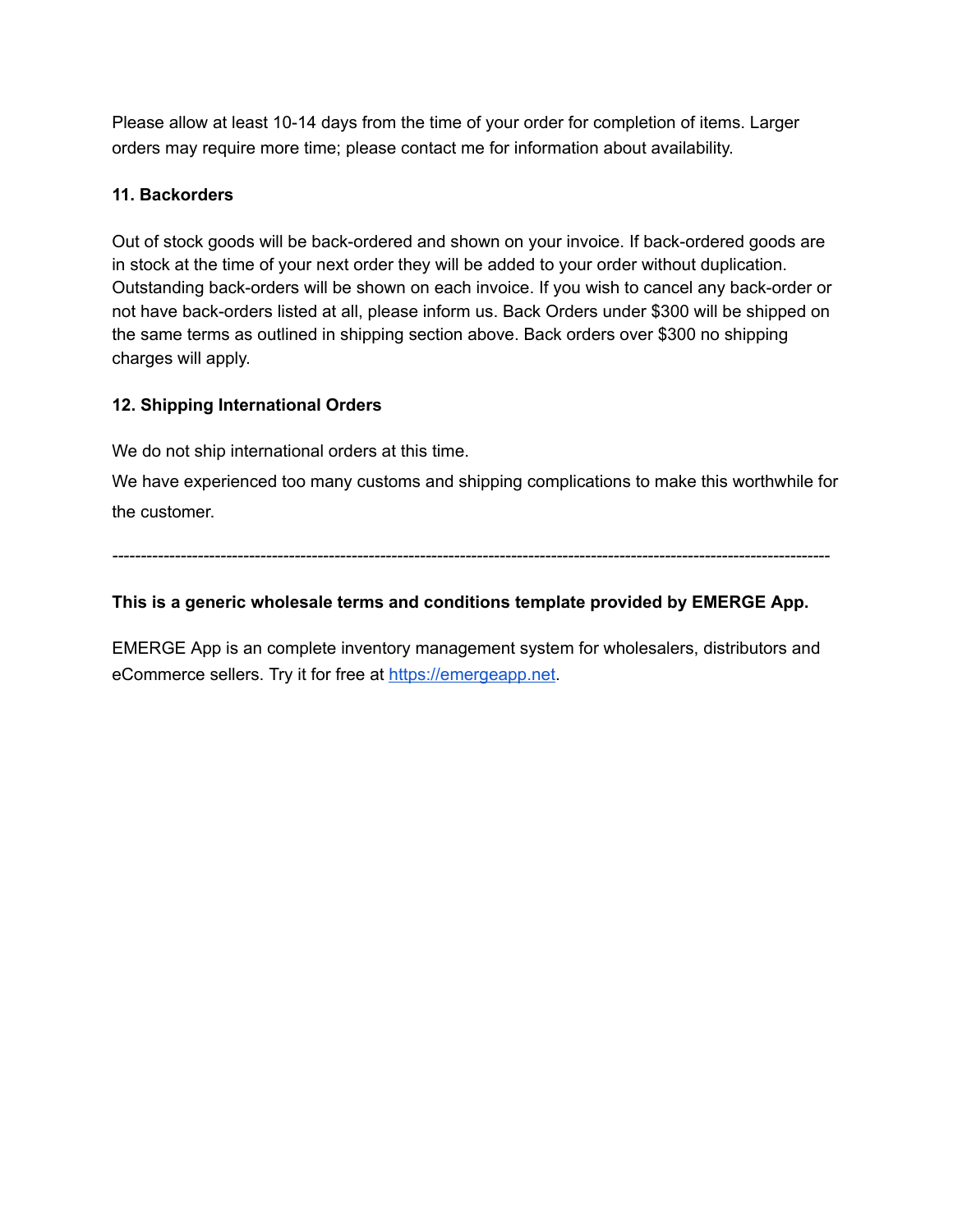Please allow at least 10-14 days from the time of your order for completion of items. Larger orders may require more time; please contact me for information about availability.

**11. Backorders**

Out of stock goods will be back-ordered and shown on your invoice. If back-ordered goods are in stock at the time of your next order they will be added to your order without duplication. Outstanding back-orders will be shown on each invoice. If you wish to cancel any back-order or not have back-orders listed at all, please inform us. Back Orders under $300 will be shipped on the same terms as outlined in shipping section above. Back orders over $300 no shipping charges will apply.

**12. Shipping International Orders**

We do not ship international orders at this time.

We have experienced too many customs and shipping complications to make this worthwhile for the customer.

---

**This is a generic wholesale terms and conditions template provided by EMERGE App.**

EMERGE App is an complete inventory management system for wholesalers, distributors and eCommerce sellers. Try it for free at [https://emergeapp.net](https://emergeapp.net).